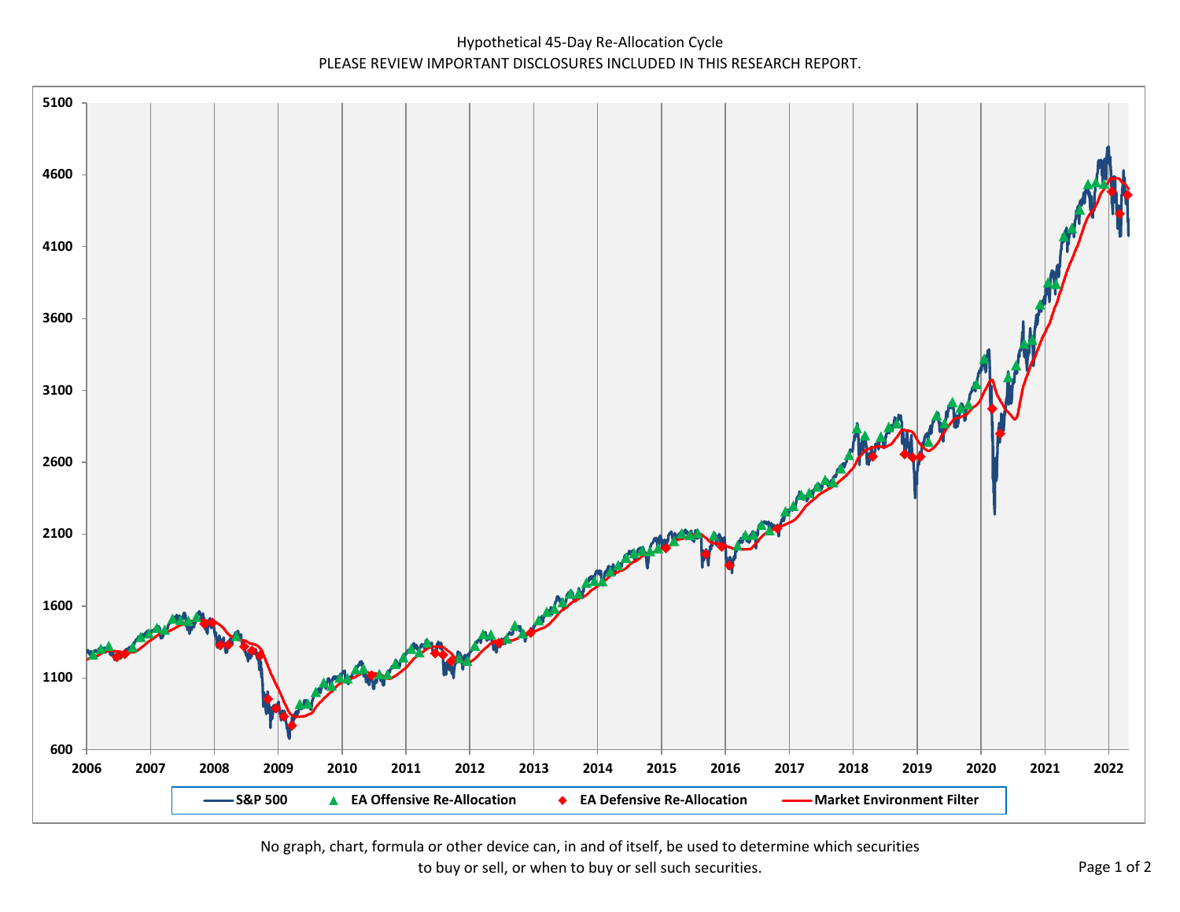Hypothetical 45-Day Re-Allocation Cycle

PLEASE REVIEW IMPORTANT DISCLOSURES INCLUDED IN THIS RESEARCH REPORT.

S&P 500 | EA Offensive Re-Allocation | EA Defensive Re-Allocation | Market Environment Filter

No graph, chart, formula or other device can, in and of itself, be used to determine which securities to buy or sell, or when to buy or sell such securities.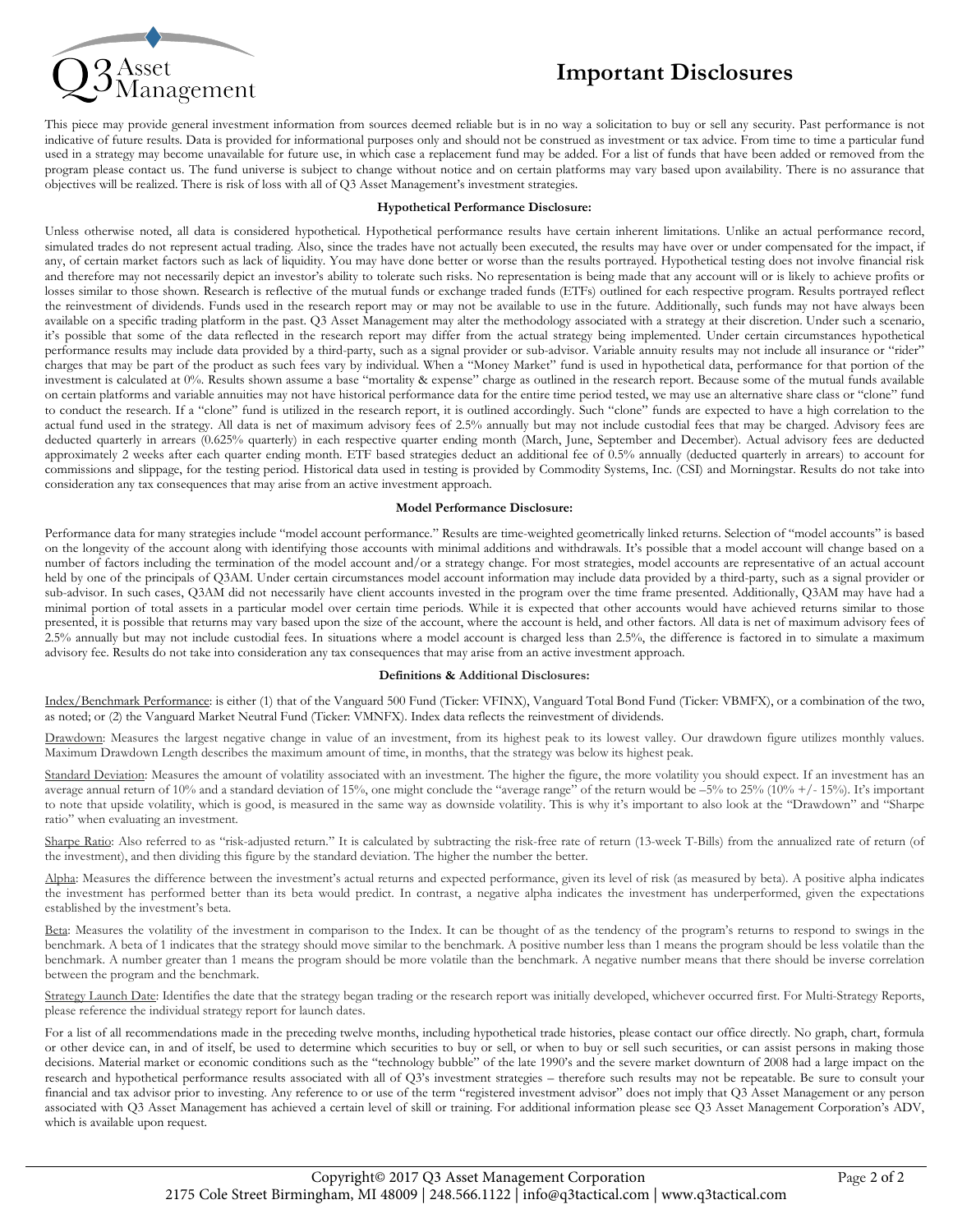# Important Disclosures

This piece may provide general investment information from sources deemed reliable but is in no way a solicitation to buy or sell any security. Past performance is not indicative of future results. Data is provided for informational purposes only and should not be construed as investment or tax advice. From time to time a particular fund used in a strategy may become unavailable for future use, in which case a replacement fund may be added. For a list of funds that have been added or removed from the program please contact us. The fund universe is subject to change without notice and on certain platforms may vary based upon availability. There is no assurance that objectives will be realized. There is risk of loss with all of Q3 Asset Management's investment strategies.

**Hypothetical Performance Disclosure:**

Unless otherwise noted, all data is considered hypothetical. Hypothetical performance results have certain inherent limitations. Unlike an actual performance record, simulated trades do not represent actual trading. Also, since the trades have not actually been executed, the results may have over or under compensated for the impact, if any, of certain market factors such as lack of liquidity. You may have done better or worse than the results portrayed. Hypothetical testing does not involve financial risk and therefore may not necessarily depict an investor's ability to tolerate such risks. No representation is being made that any account will or is likely to achieve profits or losses similar to those shown. Research is reflective of the mutual funds or exchange traded funds (ETFs) outlined for each respective program. Results portrayed reflect the reinvestment of dividends. Funds used in the research report may or may not be available to use in the future. Additionally, such funds may not have always been available on a specific trading platform in the past. Q3 Asset Management may alter the methodology associated with a strategy at their discretion. Under such a scenario, it's possible that some of the data reflected in the research report may differ from the actual strategy being implemented. Under certain circumstances hypothetical performance results may include data provided by a third-party, such as a signal provider or sub-advisor. Variable annuity results may not include all insurance or "rider" charges that may be part of the product as such fees vary by individual. When a "Money Market" fund is used in hypothetical data, performance for that portion of the investment is calculated at 0%. Results shown assume a base "mortality & expense" charge as outlined in the research report. Because some of the mutual funds available on certain platforms and variable annuities may not have historical performance data for the entire time period tested, we may use an alternative share class or "clone" fund to conduct the research. If a "clone" fund is utilized in the research report, it is outlined accordingly. Such "clone" funds are expected to have a high correlation to the actual fund used in the strategy. All data is net of maximum advisory fees of 2.5% annually but may not include custodial fees that may be charged. Advisory fees are deducted quarterly in arrears (0.625% quarterly) in each respective quarter ending month (March, June, September and December). Actual advisory fees are deducted approximately 2 weeks after each quarter ending month. ETF based strategies deduct an additional fee of 0.5% annually (deducted quarterly in arrears) to account for commissions and slippage, for the testing period. Historical data used in testing is provided by Commodity Systems, Inc. (CSI) and Morningstar. Results do not take into consideration any tax consequences that may arise from an active investment approach.

**Model Performance Disclosure:**

Performance data for many strategies include "model account performance." Results are time-weighted geometrically linked returns. Selection of "model accounts" is based on the longevity of the account along with identifying those accounts with minimal additions and withdrawals. It's possible that a model account will change based on a number of factors including the termination of the model account and/or a strategy change. For most strategies, model accounts are representative of an actual account held by one of the principals of Q3AM. Under certain circumstances model account information may include data provided by a third-party, such as a signal provider or sub-advisor. In such cases, Q3AM did not necessarily have client accounts invested in the program over the time frame presented. Additionally, Q3AM may have had a minimal portion of total assets in a particular model over certain time periods. While it is expected that other accounts would have achieved returns similar to those presented, it is possible that returns may vary based upon the size of the account, where the account is held, and other factors. All data is net of maximum advisory fees of 2.5% annually but may not include custodial fees. In situations where a model account is charged less than 2.5%, the difference is factored in to simulate a maximum advisory fee. Results do not take into consideration any tax consequences that may arise from an active investment approach.

**Definitions & Additional Disclosures:**

Index/Benchmark Performance: is either (1) that of the Vanguard 500 Fund (Ticker: VFINX), Vanguard Total Bond Fund (Ticker: VBMFX), or a combination of the two, as noted; or (2) the Vanguard Market Neutral Fund (Ticker: VMNFX). Index data reflects the reinvestment of dividends.

Drawdown: Measures the largest negative change in value of an investment, from its highest peak to its lowest valley. Our drawdown figure utilizes monthly values. Maximum Drawdown Length describes the maximum amount of time, in months, that the strategy was below its highest peak.

Standard Deviation: Measures the amount of volatility associated with an investment. The higher the figure, the more volatility you should expect. If an investment has an average annual return of 10% and a standard deviation of 15%, one might conclude the "average range" of the return would be –5% to 25% (10% +/- 15%). It's important to note that upside volatility, which is good, is measured in the same way as downside volatility. This is why it's important to also look at the "Drawdown" and "Sharpe ratio" when evaluating an investment.

Sharpe Ratio: Also referred to as "risk-adjusted return." It is calculated by subtracting the risk-free rate of return (13-week T-Bills) from the annualized rate of return (of the investment), and then dividing this figure by the standard deviation. The higher the number the better.

Alpha: Measures the difference between the investment's actual returns and expected performance, given its level of risk (as measured by beta). A positive alpha indicates the investment has performed better than its beta would predict. In contrast, a negative alpha indicates the investment has underperformed, given the expectations established by the investment's beta.

Beta: Measures the volatility of the investment in comparison to the Index. It can be thought of as the tendency of the program's returns to respond to swings in the benchmark. A beta of 1 indicates that the strategy should move similar to the benchmark. A positive number less than 1 means the program should be less volatile than the benchmark. A number greater than 1 means the program should be more volatile than the benchmark. A negative number means that there should be inverse correlation between the program and the benchmark.

Strategy Launch Date: Identifies the date that the strategy began trading or the research report was initially developed, whichever occurred first. For Multi-Strategy Reports, please reference the individual strategy report for launch dates.

For a list of all recommendations made in the preceding twelve months, including hypothetical trade histories, please contact our office directly. No graph, chart, formula or other device can, in and of itself, be used to determine which securities to buy or sell, or when to buy or sell such securities, or can assist persons in making those decisions. Material market or economic conditions such as the "technology bubble" of the late 1990's and the severe market downturn of 2008 had a large impact on the research and hypothetical performance results associated with all of Q3's investment strategies – therefore such results may not be repeatable. Be sure to consult your financial and tax advisor prior to investing. Any reference to or use of the term "registered investment advisor" does not imply that Q3 Asset Management or any person associated with Q3 Asset Management has achieved a certain level of skill or training. For additional information please see Q3 Asset Management Corporation's ADV, which is available upon request.

Copyright© 2017 Q3 Asset Management Corporation

2175 Cole Street Birmingham, MI 48009 | 248.566.1122 | info@q3tactical.com | www.q3tactical.com